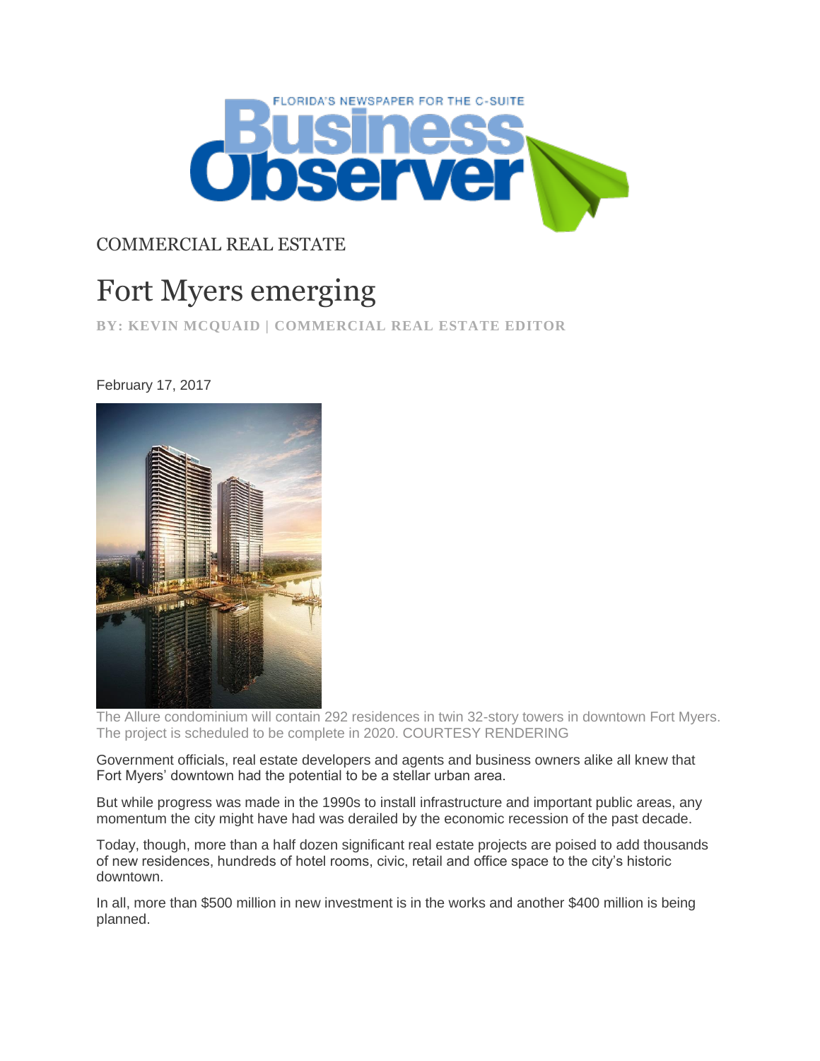COMMERCIAL REAL ESTATE

# Fort Myers emerging

**BY: KEVIN MCQUAID | COMMERCIAL REAL ESTATE EDITOR**

February 17, 2017

The Allure condominium will contain 292 residences in twin 32-story towers in downtown Fort Myers. The project is scheduled to be complete in 2020. COURTESY RENDERING

Government officials, real estate developers and agents and business owners alike all knew that Fort Myers' downtown had the potential to be a stellar urban area.

But while progress was made in the 1990s to install infrastructure and important public areas, any momentum the city might have had was derailed by the economic recession of the past decade.

Today, though, more than a half dozen significant real estate projects are poised to add thousands of new residences, hundreds of hotel rooms, civic, retail and office space to the city's historic downtown.

In all, more than $500 million in new investment is in the works and another $400 million is being planned.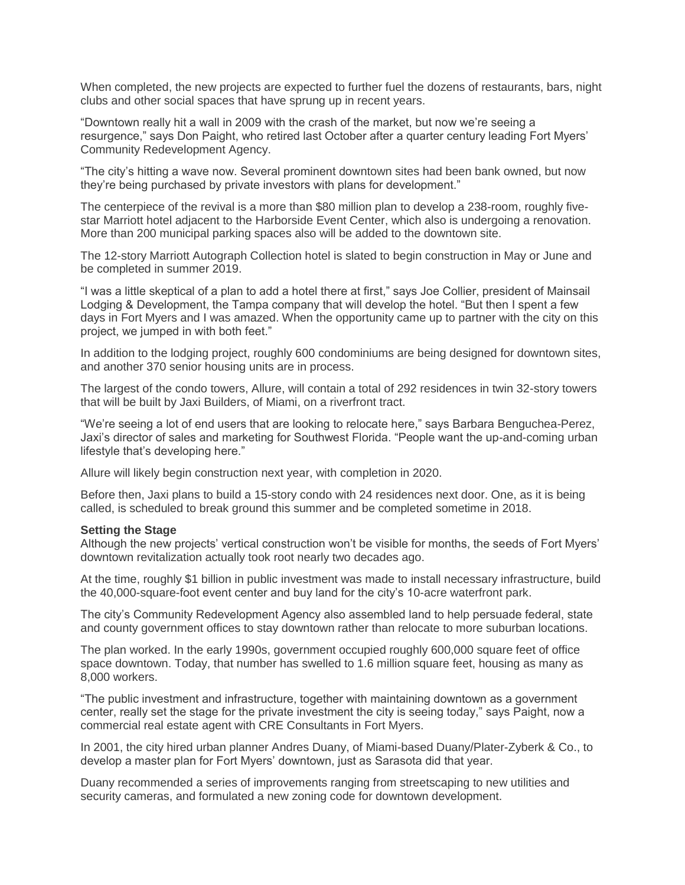When completed, the new projects are expected to further fuel the dozens of restaurants, bars, night clubs and other social spaces that have sprung up in recent years.

“Downtown really hit a wall in 2009 with the crash of the market, but now we’re seeing a resurgence,” says Don Paight, who retired last October after a quarter century leading Fort Myers’ Community Redevelopment Agency.

“The city’s hitting a wave now. Several prominent downtown sites had been bank owned, but now they’re being purchased by private investors with plans for development.”

The centerpiece of the revival is a more than $80 million plan to develop a 238-room, roughly five-star Marriott hotel adjacent to the Harborside Event Center, which also is undergoing a renovation. More than 200 municipal parking spaces also will be added to the downtown site.

The 12-story Marriott Autograph Collection hotel is slated to begin construction in May or June and be completed in summer 2019.

“I was a little skeptical of a plan to add a hotel there at first,” says Joe Collier, president of Mainsail Lodging & Development, the Tampa company that will develop the hotel. “But then I spent a few days in Fort Myers and I was amazed. When the opportunity came up to partner with the city on this project, we jumped in with both feet.”

In addition to the lodging project, roughly 600 condominiums are being designed for downtown sites, and another 370 senior housing units are in process.

The largest of the condo towers, Allure, will contain a total of 292 residences in twin 32-story towers that will be built by Jaxi Builders, of Miami, on a riverfront tract.

“We’re seeing a lot of end users that are looking to relocate here,” says Barbara Benguchea-Perez, Jaxi’s director of sales and marketing for Southwest Florida. “People want the up-and-coming urban lifestyle that’s developing here.”

Allure will likely begin construction next year, with completion in 2020.

Before then, Jaxi plans to build a 15-story condo with 24 residences next door. One, as it is being called, is scheduled to break ground this summer and be completed sometime in 2018.

**Setting the Stage**

Although the new projects’ vertical construction won’t be visible for months, the seeds of Fort Myers’ downtown revitalization actually took root nearly two decades ago.

At the time, roughly $1 billion in public investment was made to install necessary infrastructure, build the 40,000-square-foot event center and buy land for the city’s 10-acre waterfront park.

The city’s Community Redevelopment Agency also assembled land to help persuade federal, state and county government offices to stay downtown rather than relocate to more suburban locations.

The plan worked. In the early 1990s, government occupied roughly 600,000 square feet of office space downtown. Today, that number has swelled to 1.6 million square feet, housing as many as 8,000 workers.

“The public investment and infrastructure, together with maintaining downtown as a government center, really set the stage for the private investment the city is seeing today,” says Paight, now a commercial real estate agent with CRE Consultants in Fort Myers.

In 2001, the city hired urban planner Andres Duany, of Miami-based Duany/Plater-Zyberk & Co., to develop a master plan for Fort Myers’ downtown, just as Sarasota did that year.

Duany recommended a series of improvements ranging from streetscaping to new utilities and security cameras, and formulated a new zoning code for downtown development.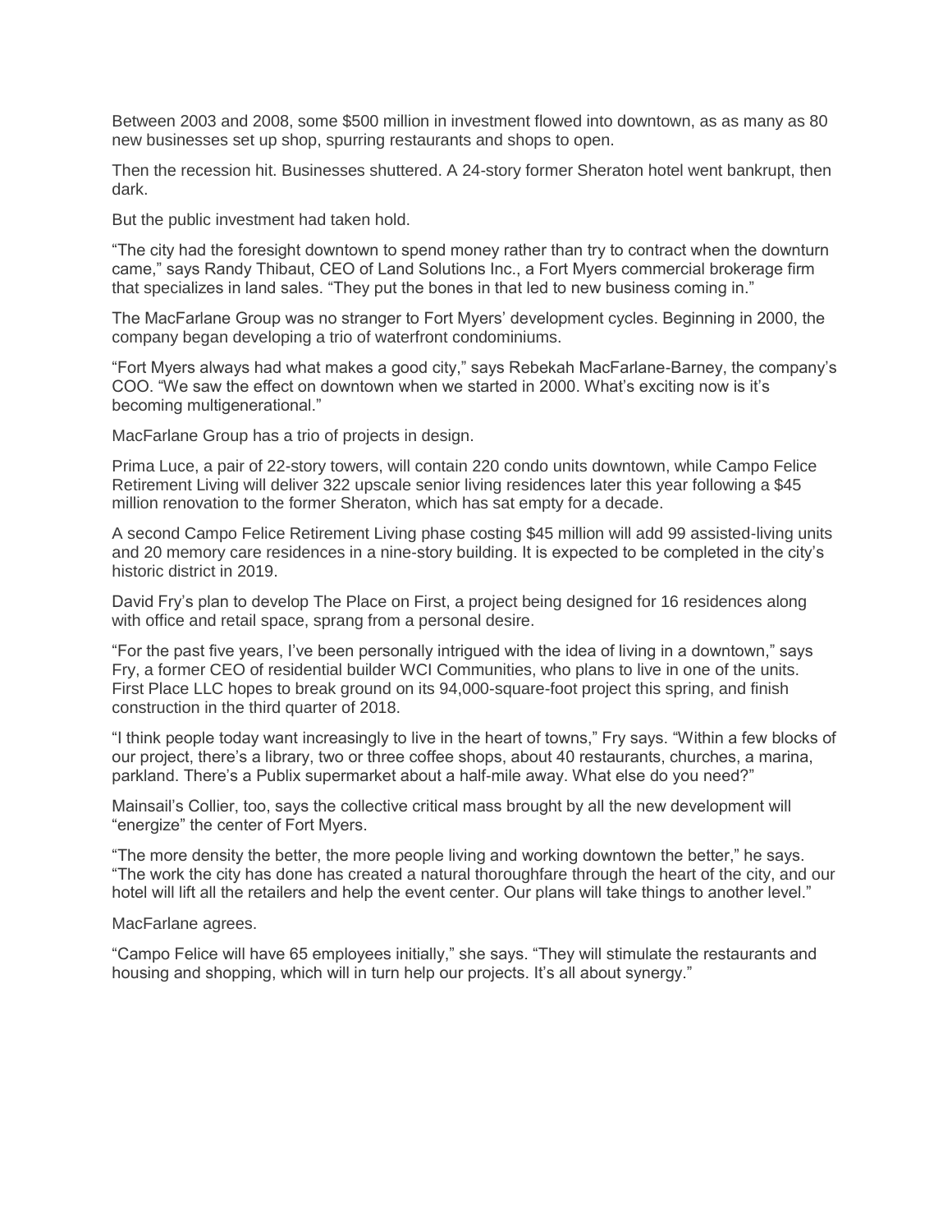Between 2003 and 2008, some $500 million in investment flowed into downtown, as as many as 80 new businesses set up shop, spurring restaurants and shops to open.

Then the recession hit. Businesses shuttered. A 24-story former Sheraton hotel went bankrupt, then dark.

But the public investment had taken hold.

"The city had the foresight downtown to spend money rather than try to contract when the downturn came," says Randy Thibaut, CEO of Land Solutions Inc., a Fort Myers commercial brokerage firm that specializes in land sales. "They put the bones in that led to new business coming in."

The MacFarlane Group was no stranger to Fort Myers' development cycles. Beginning in 2000, the company began developing a trio of waterfront condominiums.

"Fort Myers always had what makes a good city," says Rebekah MacFarlane-Barney, the company's COO. "We saw the effect on downtown when we started in 2000. What's exciting now is it's becoming multigenerational."

MacFarlane Group has a trio of projects in design.

Prima Luce, a pair of 22-story towers, will contain 220 condo units downtown, while Campo Felice Retirement Living will deliver 322 upscale senior living residences later this year following a $45 million renovation to the former Sheraton, which has sat empty for a decade.

A second Campo Felice Retirement Living phase costing $45 million will add 99 assisted-living units and 20 memory care residences in a nine-story building. It is expected to be completed in the city's historic district in 2019.

David Fry's plan to develop The Place on First, a project being designed for 16 residences along with office and retail space, sprang from a personal desire.

"For the past five years, I've been personally intrigued with the idea of living in a downtown," says Fry, a former CEO of residential builder WCI Communities, who plans to live in one of the units. First Place LLC hopes to break ground on its 94,000-square-foot project this spring, and finish construction in the third quarter of 2018.

"I think people today want increasingly to live in the heart of towns," Fry says. "Within a few blocks of our project, there's a library, two or three coffee shops, about 40 restaurants, churches, a marina, parkland. There's a Publix supermarket about a half-mile away. What else do you need?"

Mainsail's Collier, too, says the collective critical mass brought by all the new development will "energize" the center of Fort Myers.

"The more density the better, the more people living and working downtown the better," he says. "The work the city has done has created a natural thoroughfare through the heart of the city, and our hotel will lift all the retailers and help the event center. Our plans will take things to another level."

MacFarlane agrees.

"Campo Felice will have 65 employees initially," she says. "They will stimulate the restaurants and housing and shopping, which will in turn help our projects. It's all about synergy."